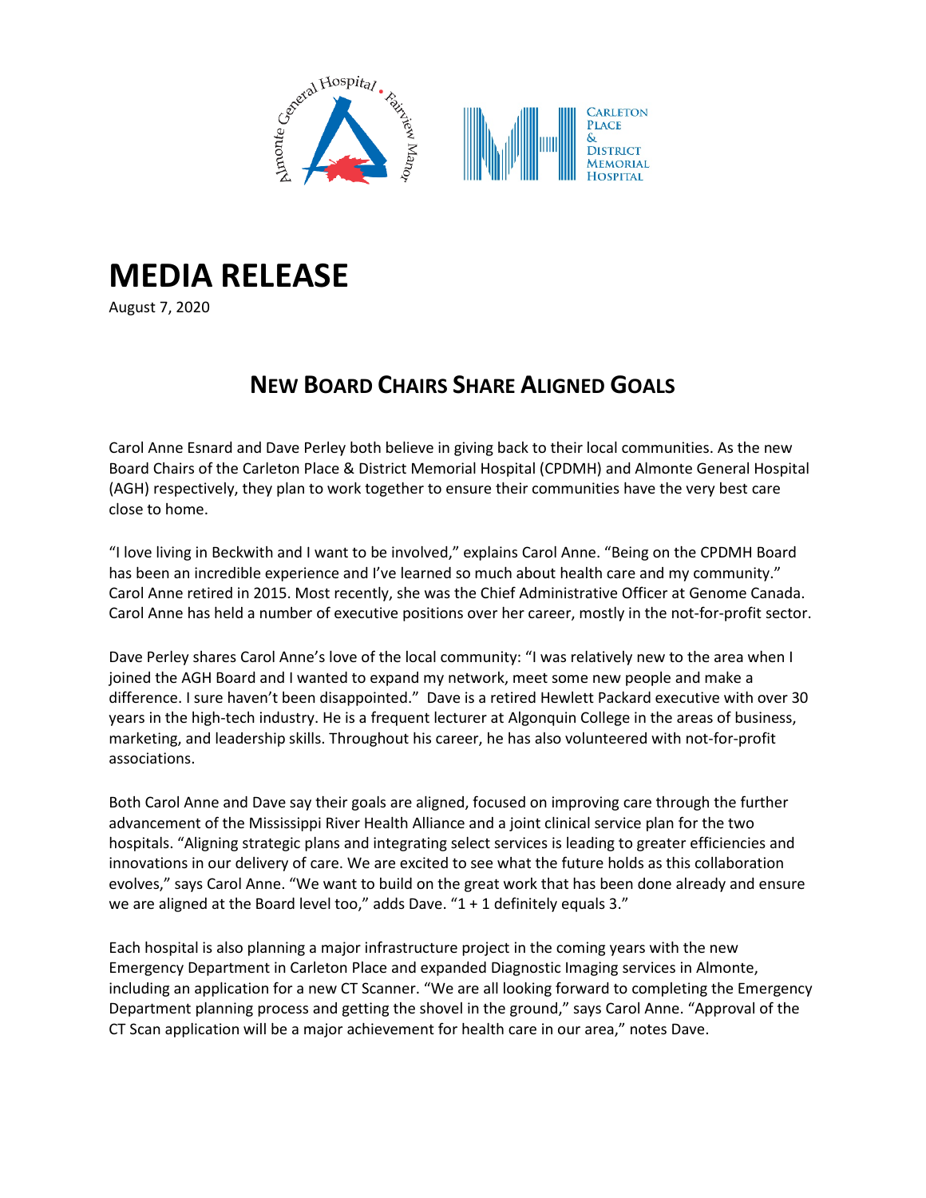# MEDIA RELEASE

August 7, 2020

## NEW BOARD CHAIRS SHARE ALIGNED GOALS

Carol Anne Esnard and Dave Perley both believe in giving back to their local communities. As the new Board Chairs of the Carleton Place & District Memorial Hospital (CPDMH) and Almonte General Hospital (AGH) respectively, they plan to work together to ensure their communities have the very best care close to home.

"I love living in Beckwith and I want to be involved," explains Carol Anne. "Being on the CPDMH Board has been an incredible experience and I've learned so much about health care and my community." Carol Anne retired in 2015. Most recently, she was the Chief Administrative Officer at Genome Canada. Carol Anne has held a number of executive positions over her career, mostly in the not-for-profit sector.

Dave Perley shares Carol Anne's love of the local community: "I was relatively new to the area when I joined the AGH Board and I wanted to expand my network, meet some new people and make a difference. I sure haven't been disappointed." Dave is a retired Hewlett Packard executive with over 30 years in the high-tech industry. He is a frequent lecturer at Algonquin College in the areas of business, marketing, and leadership skills. Throughout his career, he has also volunteered with not-for-profit associations.

Both Carol Anne and Dave say their goals are aligned, focused on improving care through the further advancement of the Mississippi River Health Alliance and a joint clinical service plan for the two hospitals. "Aligning strategic plans and integrating select services is leading to greater efficiencies and innovations in our delivery of care. We are excited to see what the future holds as this collaboration evolves," says Carol Anne. "We want to build on the great work that has been done already and ensure we are aligned at the Board level too," adds Dave. "1 + 1 definitely equals 3."

Each hospital is also planning a major infrastructure project in the coming years with the new Emergency Department in Carleton Place and expanded Diagnostic Imaging services in Almonte, including an application for a new CT Scanner. "We are all looking forward to completing the Emergency Department planning process and getting the shovel in the ground," says Carol Anne. "Approval of the CT Scan application will be a major achievement for health care in our area," notes Dave.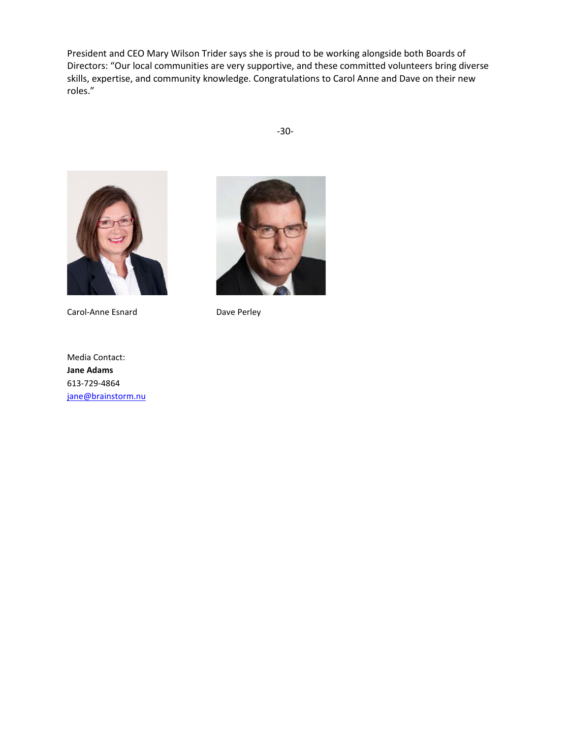President and CEO Mary Wilson Trider says she is proud to be working alongside both Boards of Directors: “Our local communities are very supportive, and these committed volunteers bring diverse skills, expertise, and community knowledge. Congratulations to Carol Anne and Dave on their new roles.”

-30-

Carol-Anne Esnard

Dave Perley

Media Contact:
**Jane Adams**
613-729-4864
jane@brainstorm.nu